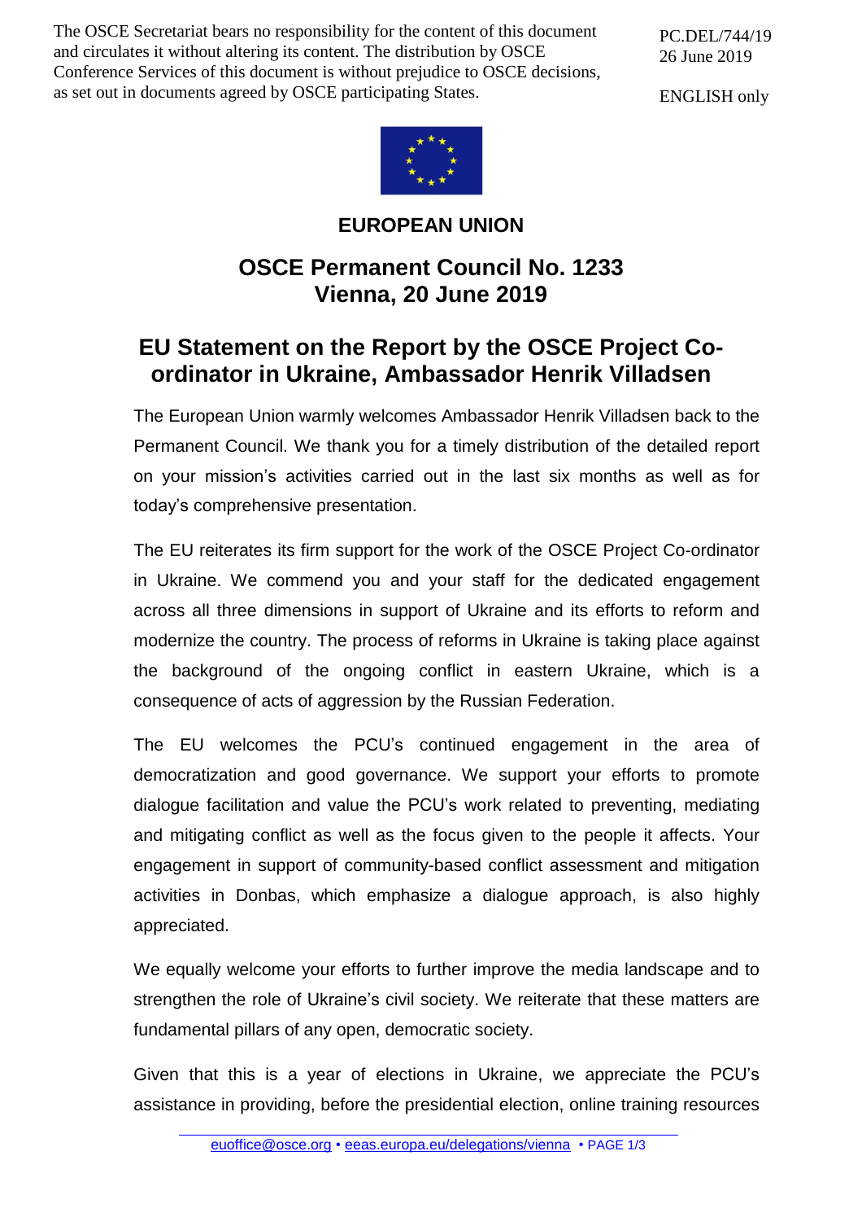The OSCE Secretariat bears no responsibility for the content of this document and circulates it without altering its content. The distribution by OSCE Conference Services of this document is without prejudice to OSCE decisions, as set out in documents agreed by OSCE participating States.

PC.DEL/744/19
26 June 2019

ENGLISH only

**EUROPEAN UNION**

## OSCE Permanent Council No. 1233
## Vienna, 20 June 2019

# EU Statement on the Report by the OSCE Project Co-ordinator in Ukraine, Ambassador Henrik Villadsen

The European Union warmly welcomes Ambassador Henrik Villadsen back to the Permanent Council. We thank you for a timely distribution of the detailed report on your mission's activities carried out in the last six months as well as for today's comprehensive presentation.

The EU reiterates its firm support for the work of the OSCE Project Co-ordinator in Ukraine. We commend you and your staff for the dedicated engagement across all three dimensions in support of Ukraine and its efforts to reform and modernize the country. The process of reforms in Ukraine is taking place against the background of the ongoing conflict in eastern Ukraine, which is a consequence of acts of aggression by the Russian Federation.

The EU welcomes the PCU's continued engagement in the area of democratization and good governance. We support your efforts to promote dialogue facilitation and value the PCU's work related to preventing, mediating and mitigating conflict as well as the focus given to the people it affects. Your engagement in support of community-based conflict assessment and mitigation activities in Donbas, which emphasize a dialogue approach, is also highly appreciated.

We equally welcome your efforts to further improve the media landscape and to strengthen the role of Ukraine's civil society. We reiterate that these matters are fundamental pillars of any open, democratic society.

Given that this is a year of elections in Ukraine, we appreciate the PCU's assistance in providing, before the presidential election, online training resources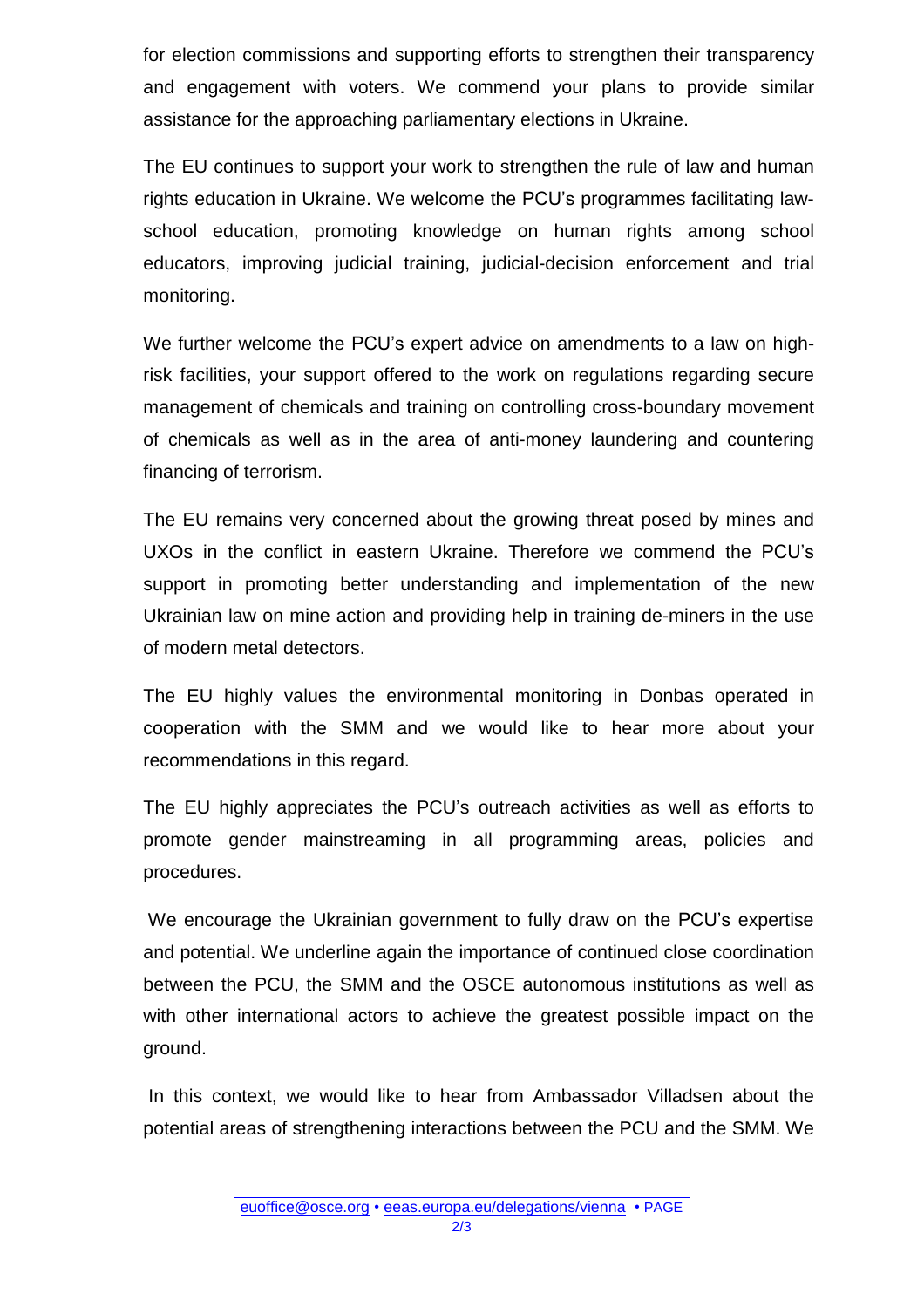for election commissions and supporting efforts to strengthen their transparency and engagement with voters. We commend your plans to provide similar assistance for the approaching parliamentary elections in Ukraine.

The EU continues to support your work to strengthen the rule of law and human rights education in Ukraine. We welcome the PCU's programmes facilitating law-school education, promoting knowledge on human rights among school educators, improving judicial training, judicial-decision enforcement and trial monitoring.

We further welcome the PCU's expert advice on amendments to a law on high-risk facilities, your support offered to the work on regulations regarding secure management of chemicals and training on controlling cross-boundary movement of chemicals as well as in the area of anti-money laundering and countering financing of terrorism.

The EU remains very concerned about the growing threat posed by mines and UXOs in the conflict in eastern Ukraine. Therefore we commend the PCU's support in promoting better understanding and implementation of the new Ukrainian law on mine action and providing help in training de-miners in the use of modern metal detectors.

The EU highly values the environmental monitoring in Donbas operated in cooperation with the SMM and we would like to hear more about your recommendations in this regard.

The EU highly appreciates the PCU's outreach activities as well as efforts to promote gender mainstreaming in all programming areas, policies and procedures.

We encourage the Ukrainian government to fully draw on the PCU's expertise and potential. We underline again the importance of continued close coordination between the PCU, the SMM and the OSCE autonomous institutions as well as with other international actors to achieve the greatest possible impact on the ground.

In this context, we would like to hear from Ambassador Villadsen about the potential areas of strengthening interactions between the PCU and the SMM. We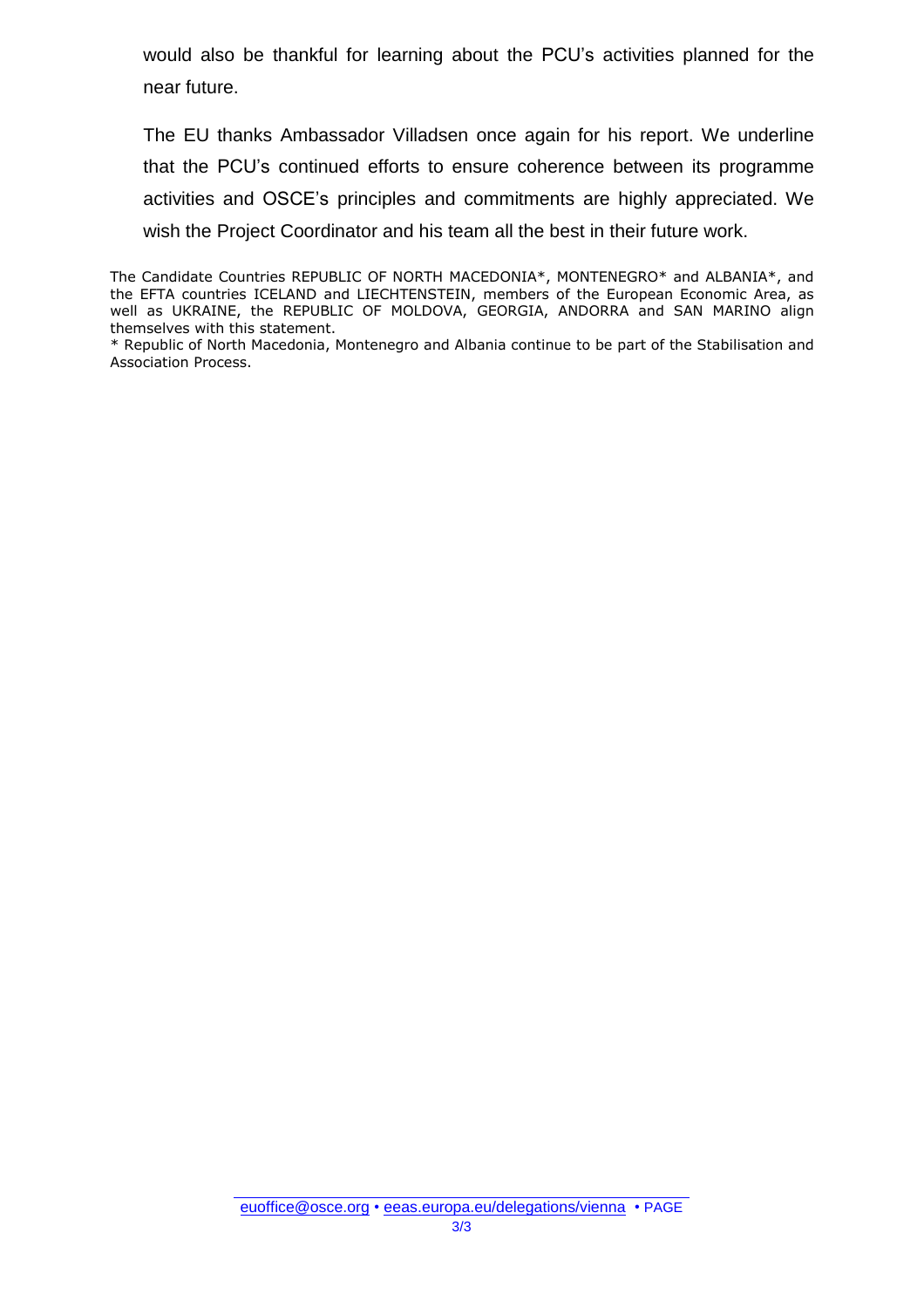would also be thankful for learning about the PCU's activities planned for the near future.

The EU thanks Ambassador Villadsen once again for his report. We underline that the PCU's continued efforts to ensure coherence between its programme activities and OSCE's principles and commitments are highly appreciated. We wish the Project Coordinator and his team all the best in their future work.

The Candidate Countries REPUBLIC OF NORTH MACEDONIA*, MONTENEGRO* and ALBANIA*, and the EFTA countries ICELAND and LIECHTENSTEIN, members of the European Economic Area, as well as UKRAINE, the REPUBLIC OF MOLDOVA, GEORGIA, ANDORRA and SAN MARINO align themselves with this statement.

* Republic of North Macedonia, Montenegro and Albania continue to be part of the Stabilisation and Association Process.

euoffice@osce.org • eeas.europa.eu/delegations/vienna